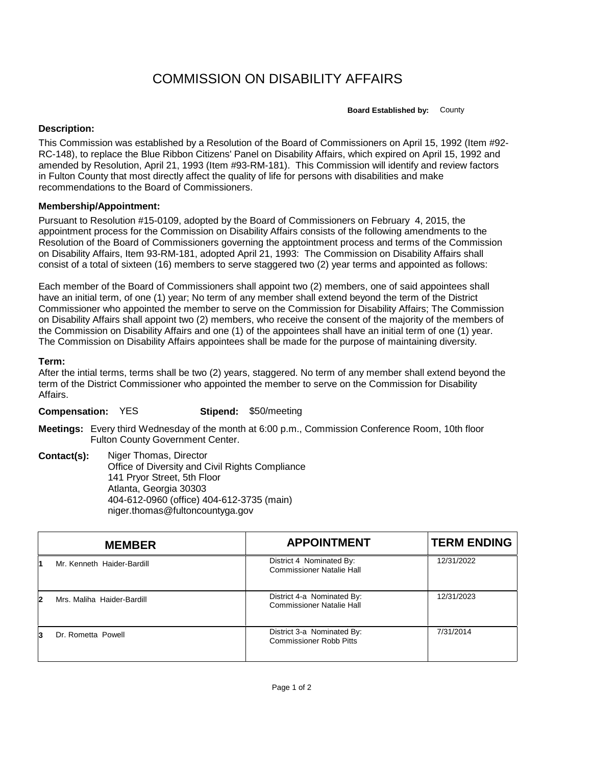# COMMISSION ON DISABILITY AFFAIRS

**Board Established by:** County

### Description:

This Commission was established by a Resolution of the Board of Commissioners on April 15, 1992 (Item #92-RC-148), to replace the Blue Ribbon Citizens' Panel on Disability Affairs, which expired on April 15, 1992 and amended by Resolution, April 21, 1993 (Item #93-RM-181). This Commission will identify and review factors in Fulton County that most directly affect the quality of life for persons with disabilities and make recommendations to the Board of Commissioners.

### Membership/Appointment:

Pursuant to Resolution #15-0109, adopted by the Board of Commissioners on February 4, 2015, the appointment process for the Commission on Disability Affairs consists of the following amendments to the Resolution of the Board of Commissioners governing the apptointment process and terms of the Commission on Disability Affairs, Item 93-RM-181, adopted April 21, 1993: The Commission on Disability Affairs shall consist of a total of sixteen (16) members to serve staggered two (2) year terms and appointed as follows:

Each member of the Board of Commissioners shall appoint two (2) members, one of said appointees shall have an initial term, of one (1) year; No term of any member shall extend beyond the term of the District Commissioner who appointed the member to serve on the Commission for Disability Affairs; The Commission on Disability Affairs shall appoint two (2) members, who receive the consent of the majority of the members of the Commission on Disability Affairs and one (1) of the appointees shall have an initial term of one (1) year. The Commission on Disability Affairs appointees shall be made for the purpose of maintaining diversity.

### Term:

After the intial terms, terms shall be two (2) years, staggered. No term of any member shall extend beyond the term of the District Commissioner who appointed the member to serve on the Commission for Disability Affairs.

**Compensation:** YES **Stipend:** $50/meeting

**Meetings:** Every third Wednesday of the month at 6:00 p.m., Commission Conference Room, 10th floor Fulton County Government Center.

**Contact(s):** Niger Thomas, Director
Office of Diversity and Civil Rights Compliance
141 Pryor Street, 5th Floor
Atlanta, Georgia 30303
404-612-0960 (office) 404-612-3735 (main)
niger.thomas@fultoncountyga.gov

| | MEMBER | APPOINTMENT | TERM ENDING |
|---|---|---|---|
| 1 | Mr. Kenneth Haider-Bardill | District 4 Nominated By: Commissioner Natalie Hall | 12/31/2022 |
| 2 | Mrs. Maliha Haider-Bardill | District 4-a Nominated By: Commissioner Natalie Hall | 12/31/2023 |
| 3 | Dr. Rometta Powell | District 3-a Nominated By: Commissioner Robb Pitts | 7/31/2014 |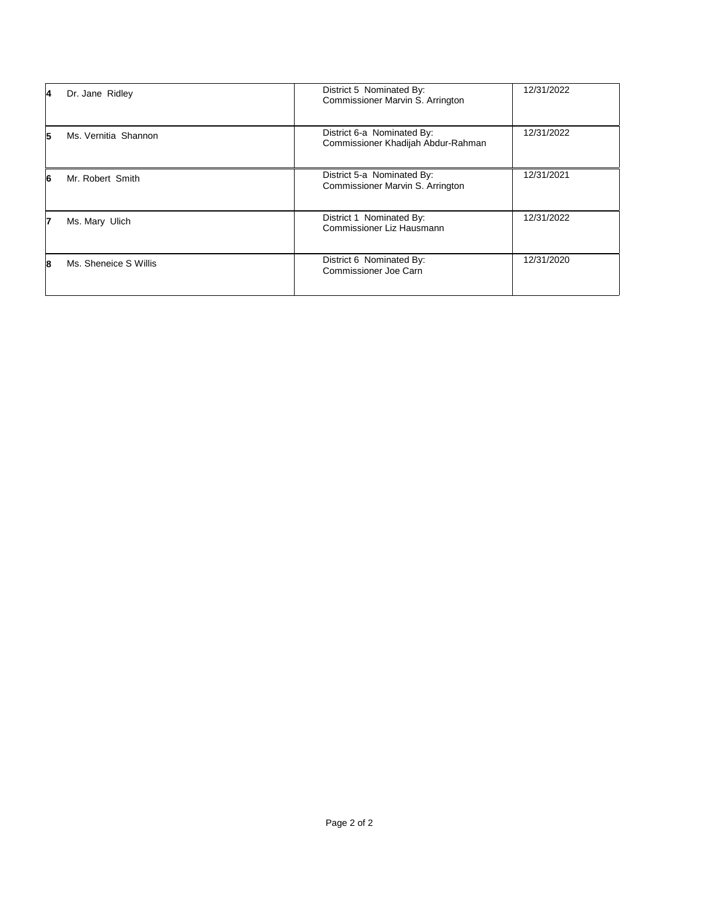| | | | |
|---|---|---|---|
| **4** | Dr. Jane Ridley | District 5 Nominated By: Commissioner Marvin S. Arrington | 12/31/2022 |
| **5** | Ms. Vernitia Shannon | District 6-a Nominated By: Commissioner Khadijah Abdur-Rahman | 12/31/2022 |
| **6** | Mr. Robert Smith | District 5-a Nominated By: Commissioner Marvin S. Arrington | 12/31/2021 |
| **7** | Ms. Mary Ulich | District 1 Nominated By: Commissioner Liz Hausmann | 12/31/2022 |
| **8** | Ms. Sheneice S Willis | District 6 Nominated By: Commissioner Joe Carn | 12/31/2020 |